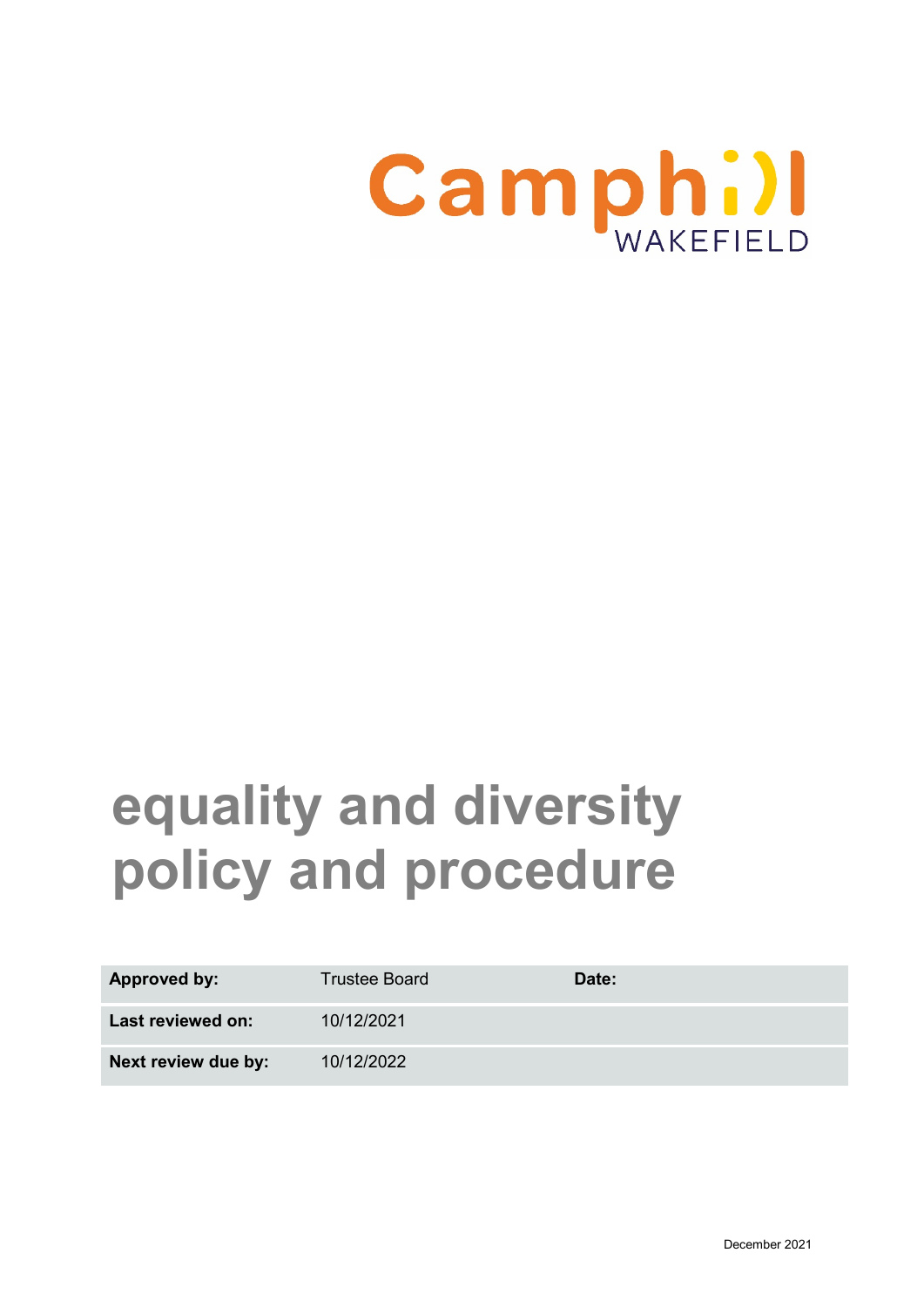Camphill WAKEFIELD

# equality and diversity policy and procedure

| Approved by: | Trustee Board | Date: | |
|---|---|---|---|
| Last reviewed on: | 10/12/2021 | | |
| Next review due by: | 10/12/2022 | | |

December 2021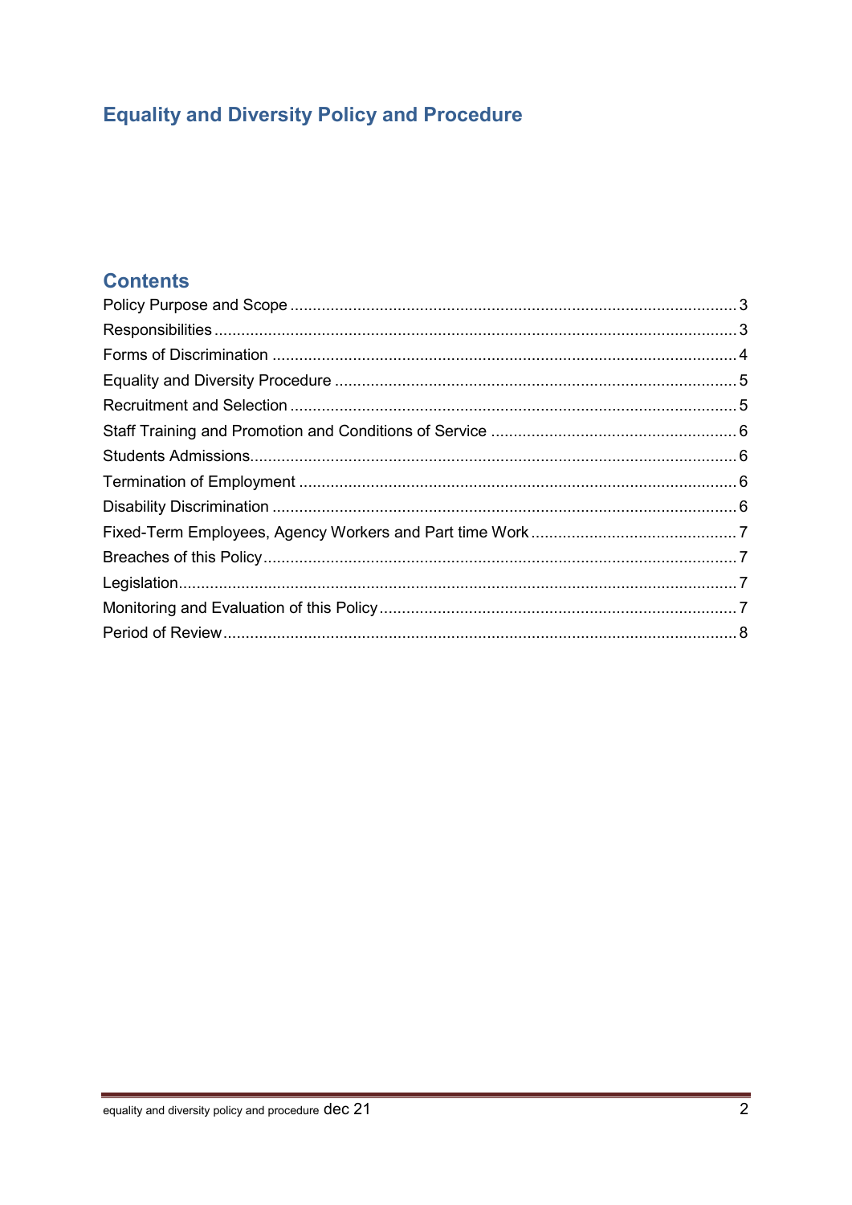# Equality and Diversity Policy and Procedure

## Contents

Policy Purpose and Scope ........ 3
Responsibilities ........ 3
Forms of Discrimination ........ 4
Equality and Diversity Procedure ........ 5
Recruitment and Selection ........ 5
Staff Training and Promotion and Conditions of Service ........ 6
Students Admissions ........ 6
Termination of Employment ........ 6
Disability Discrimination ........ 6
Fixed-Term Employees, Agency Workers and Part time Work ........ 7
Breaches of this Policy ........ 7
Legislation ........ 7
Monitoring and Evaluation of this Policy ........ 7
Period of Review ........ 8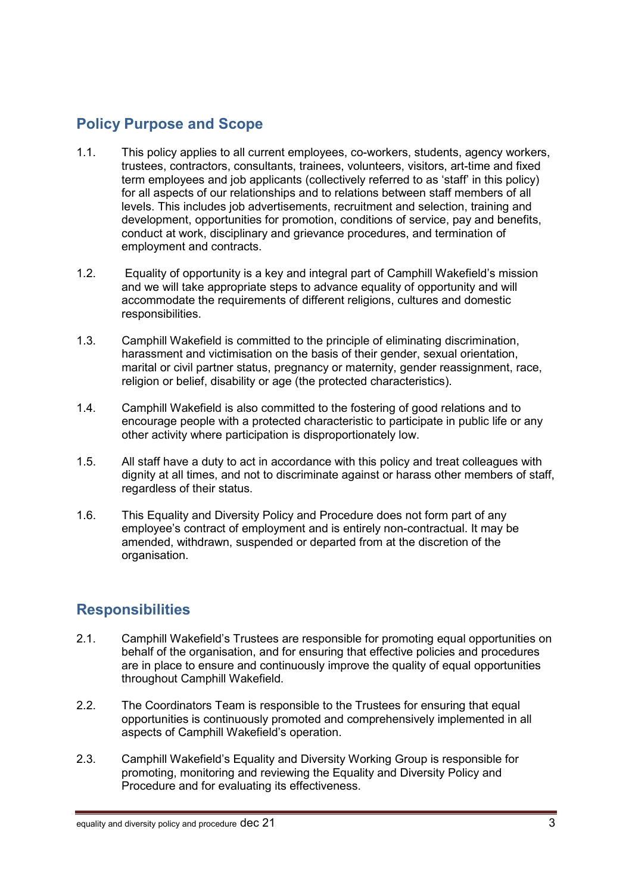## Policy Purpose and Scope

1.1. This policy applies to all current employees, co-workers, students, agency workers, trustees, contractors, consultants, trainees, volunteers, visitors, art-time and fixed term employees and job applicants (collectively referred to as 'staff' in this policy) for all aspects of our relationships and to relations between staff members of all levels. This includes job advertisements, recruitment and selection, training and development, opportunities for promotion, conditions of service, pay and benefits, conduct at work, disciplinary and grievance procedures, and termination of employment and contracts.

1.2. Equality of opportunity is a key and integral part of Camphill Wakefield's mission and we will take appropriate steps to advance equality of opportunity and will accommodate the requirements of different religions, cultures and domestic responsibilities.

1.3. Camphill Wakefield is committed to the principle of eliminating discrimination, harassment and victimisation on the basis of their gender, sexual orientation, marital or civil partner status, pregnancy or maternity, gender reassignment, race, religion or belief, disability or age (the protected characteristics).

1.4. Camphill Wakefield is also committed to the fostering of good relations and to encourage people with a protected characteristic to participate in public life or any other activity where participation is disproportionately low.

1.5. All staff have a duty to act in accordance with this policy and treat colleagues with dignity at all times, and not to discriminate against or harass other members of staff, regardless of their status.

1.6. This Equality and Diversity Policy and Procedure does not form part of any employee's contract of employment and is entirely non-contractual. It may be amended, withdrawn, suspended or departed from at the discretion of the organisation.

## Responsibilities

2.1. Camphill Wakefield's Trustees are responsible for promoting equal opportunities on behalf of the organisation, and for ensuring that effective policies and procedures are in place to ensure and continuously improve the quality of equal opportunities throughout Camphill Wakefield.

2.2. The Coordinators Team is responsible to the Trustees for ensuring that equal opportunities is continuously promoted and comprehensively implemented in all aspects of Camphill Wakefield's operation.

2.3. Camphill Wakefield's Equality and Diversity Working Group is responsible for promoting, monitoring and reviewing the Equality and Diversity Policy and Procedure and for evaluating its effectiveness.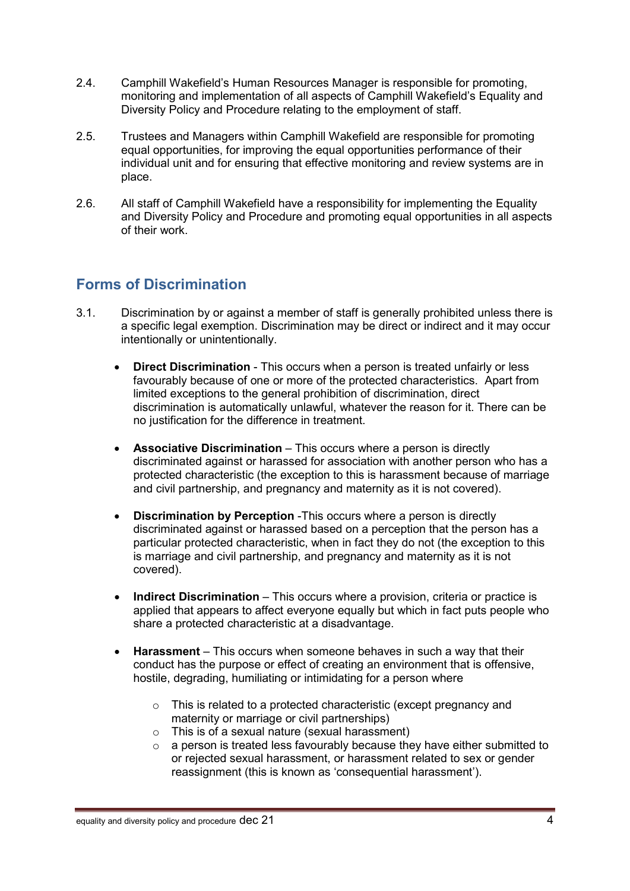2.4. Camphill Wakefield's Human Resources Manager is responsible for promoting, monitoring and implementation of all aspects of Camphill Wakefield's Equality and Diversity Policy and Procedure relating to the employment of staff.

2.5. Trustees and Managers within Camphill Wakefield are responsible for promoting equal opportunities, for improving the equal opportunities performance of their individual unit and for ensuring that effective monitoring and review systems are in place.

2.6. All staff of Camphill Wakefield have a responsibility for implementing the Equality and Diversity Policy and Procedure and promoting equal opportunities in all aspects of their work.

## Forms of Discrimination

3.1. Discrimination by or against a member of staff is generally prohibited unless there is a specific legal exemption. Discrimination may be direct or indirect and it may occur intentionally or unintentionally.

- **Direct Discrimination** - This occurs when a person is treated unfairly or less favourably because of one or more of the protected characteristics. Apart from limited exceptions to the general prohibition of discrimination, direct discrimination is automatically unlawful, whatever the reason for it. There can be no justification for the difference in treatment.

- **Associative Discrimination** – This occurs where a person is directly discriminated against or harassed for association with another person who has a protected characteristic (the exception to this is harassment because of marriage and civil partnership, and pregnancy and maternity as it is not covered).

- **Discrimination by Perception** -This occurs where a person is directly discriminated against or harassed based on a perception that the person has a particular protected characteristic, when in fact they do not (the exception to this is marriage and civil partnership, and pregnancy and maternity as it is not covered).

- **Indirect Discrimination** – This occurs where a provision, criteria or practice is applied that appears to affect everyone equally but which in fact puts people who share a protected characteristic at a disadvantage.

- **Harassment** – This occurs when someone behaves in such a way that their conduct has the purpose or effect of creating an environment that is offensive, hostile, degrading, humiliating or intimidating for a person where
    - This is related to a protected characteristic (except pregnancy and maternity or marriage or civil partnerships)
    - This is of a sexual nature (sexual harassment)
    - a person is treated less favourably because they have either submitted to or rejected sexual harassment, or harassment related to sex or gender reassignment (this is known as 'consequential harassment').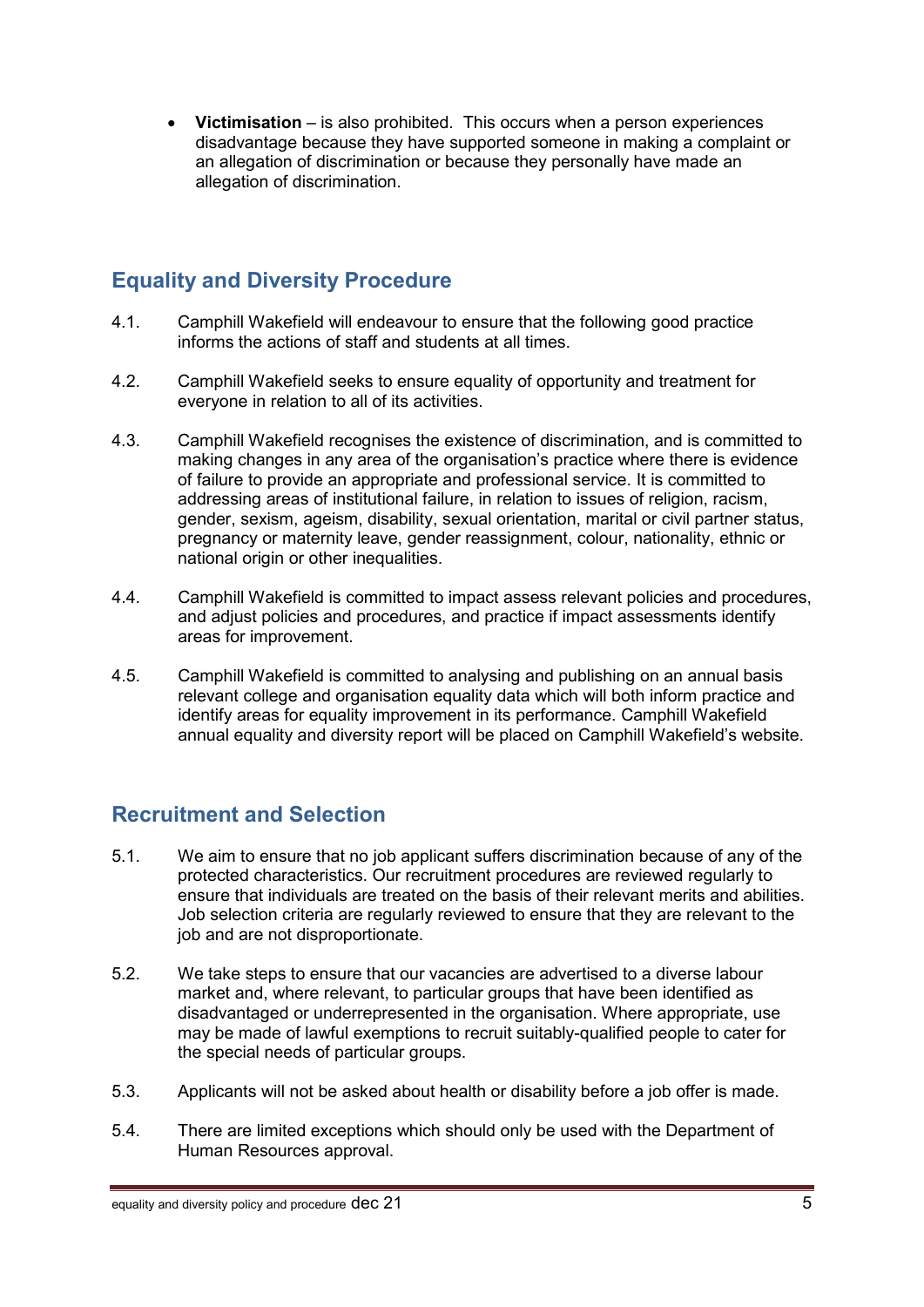- **Victimisation** – is also prohibited. This occurs when a person experiences disadvantage because they have supported someone in making a complaint or an allegation of discrimination or because they personally have made an allegation of discrimination.

## Equality and Diversity Procedure

4.1. Camphill Wakefield will endeavour to ensure that the following good practice informs the actions of staff and students at all times.

4.2. Camphill Wakefield seeks to ensure equality of opportunity and treatment for everyone in relation to all of its activities.

4.3. Camphill Wakefield recognises the existence of discrimination, and is committed to making changes in any area of the organisation's practice where there is evidence of failure to provide an appropriate and professional service. It is committed to addressing areas of institutional failure, in relation to issues of religion, racism, gender, sexism, ageism, disability, sexual orientation, marital or civil partner status, pregnancy or maternity leave, gender reassignment, colour, nationality, ethnic or national origin or other inequalities.

4.4. Camphill Wakefield is committed to impact assess relevant policies and procedures, and adjust policies and procedures, and practice if impact assessments identify areas for improvement.

4.5. Camphill Wakefield is committed to analysing and publishing on an annual basis relevant college and organisation equality data which will both inform practice and identify areas for equality improvement in its performance. Camphill Wakefield annual equality and diversity report will be placed on Camphill Wakefield's website.

## Recruitment and Selection

5.1. We aim to ensure that no job applicant suffers discrimination because of any of the protected characteristics. Our recruitment procedures are reviewed regularly to ensure that individuals are treated on the basis of their relevant merits and abilities. Job selection criteria are regularly reviewed to ensure that they are relevant to the job and are not disproportionate.

5.2. We take steps to ensure that our vacancies are advertised to a diverse labour market and, where relevant, to particular groups that have been identified as disadvantaged or underrepresented in the organisation. Where appropriate, use may be made of lawful exemptions to recruit suitably-qualified people to cater for the special needs of particular groups.

5.3. Applicants will not be asked about health or disability before a job offer is made.

5.4. There are limited exceptions which should only be used with the Department of Human Resources approval.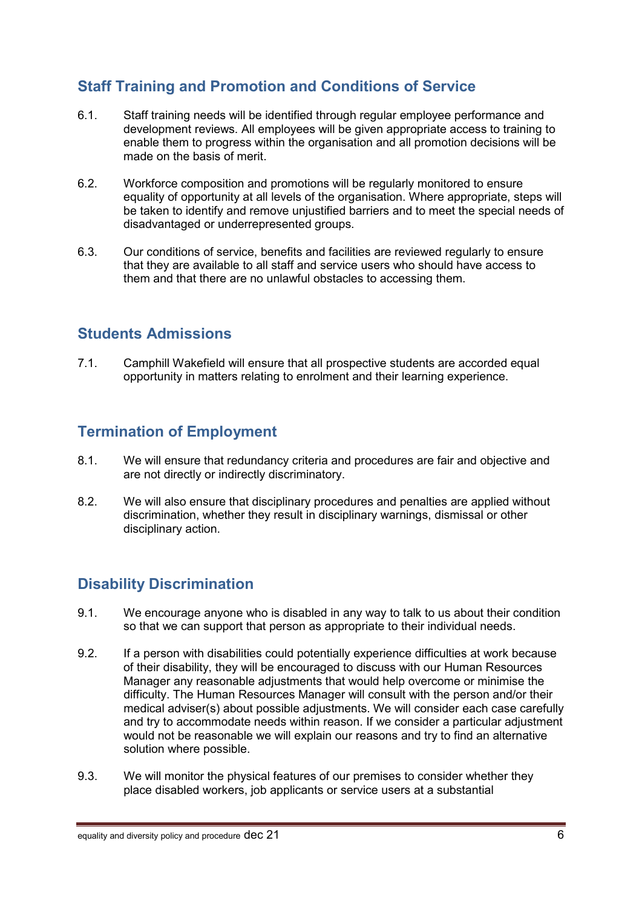## Staff Training and Promotion and Conditions of Service

6.1. Staff training needs will be identified through regular employee performance and development reviews. All employees will be given appropriate access to training to enable them to progress within the organisation and all promotion decisions will be made on the basis of merit.

6.2. Workforce composition and promotions will be regularly monitored to ensure equality of opportunity at all levels of the organisation. Where appropriate, steps will be taken to identify and remove unjustified barriers and to meet the special needs of disadvantaged or underrepresented groups.

6.3. Our conditions of service, benefits and facilities are reviewed regularly to ensure that they are available to all staff and service users who should have access to them and that there are no unlawful obstacles to accessing them.

## Students Admissions

7.1. Camphill Wakefield will ensure that all prospective students are accorded equal opportunity in matters relating to enrolment and their learning experience.

## Termination of Employment

8.1. We will ensure that redundancy criteria and procedures are fair and objective and are not directly or indirectly discriminatory.

8.2. We will also ensure that disciplinary procedures and penalties are applied without discrimination, whether they result in disciplinary warnings, dismissal or other disciplinary action.

## Disability Discrimination

9.1. We encourage anyone who is disabled in any way to talk to us about their condition so that we can support that person as appropriate to their individual needs.

9.2. If a person with disabilities could potentially experience difficulties at work because of their disability, they will be encouraged to discuss with our Human Resources Manager any reasonable adjustments that would help overcome or minimise the difficulty. The Human Resources Manager will consult with the person and/or their medical adviser(s) about possible adjustments. We will consider each case carefully and try to accommodate needs within reason. If we consider a particular adjustment would not be reasonable we will explain our reasons and try to find an alternative solution where possible.

9.3. We will monitor the physical features of our premises to consider whether they place disabled workers, job applicants or service users at a substantial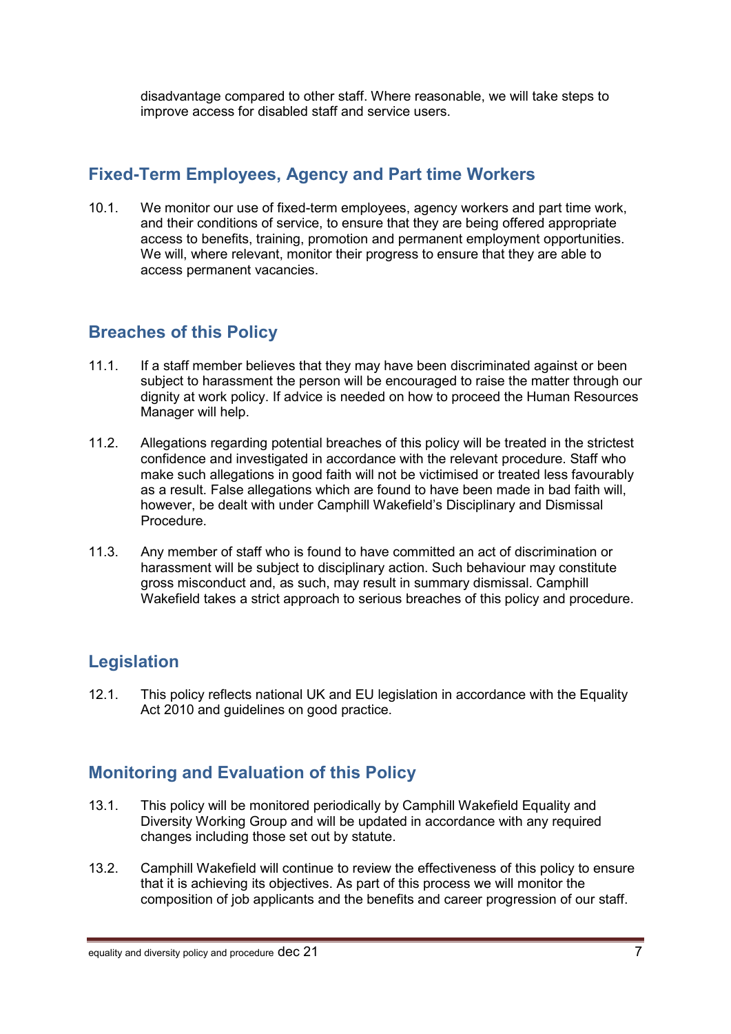disadvantage compared to other staff. Where reasonable, we will take steps to improve access for disabled staff and service users.

## Fixed-Term Employees, Agency and Part time Workers

10.1. We monitor our use of fixed-term employees, agency workers and part time work, and their conditions of service, to ensure that they are being offered appropriate access to benefits, training, promotion and permanent employment opportunities. We will, where relevant, monitor their progress to ensure that they are able to access permanent vacancies.

## Breaches of this Policy

11.1. If a staff member believes that they may have been discriminated against or been subject to harassment the person will be encouraged to raise the matter through our dignity at work policy. If advice is needed on how to proceed the Human Resources Manager will help.

11.2. Allegations regarding potential breaches of this policy will be treated in the strictest confidence and investigated in accordance with the relevant procedure. Staff who make such allegations in good faith will not be victimised or treated less favourably as a result. False allegations which are found to have been made in bad faith will, however, be dealt with under Camphill Wakefield's Disciplinary and Dismissal Procedure.

11.3. Any member of staff who is found to have committed an act of discrimination or harassment will be subject to disciplinary action. Such behaviour may constitute gross misconduct and, as such, may result in summary dismissal. Camphill Wakefield takes a strict approach to serious breaches of this policy and procedure.

## Legislation

12.1. This policy reflects national UK and EU legislation in accordance with the Equality Act 2010 and guidelines on good practice.

## Monitoring and Evaluation of this Policy

13.1. This policy will be monitored periodically by Camphill Wakefield Equality and Diversity Working Group and will be updated in accordance with any required changes including those set out by statute.

13.2. Camphill Wakefield will continue to review the effectiveness of this policy to ensure that it is achieving its objectives. As part of this process we will monitor the composition of job applicants and the benefits and career progression of our staff.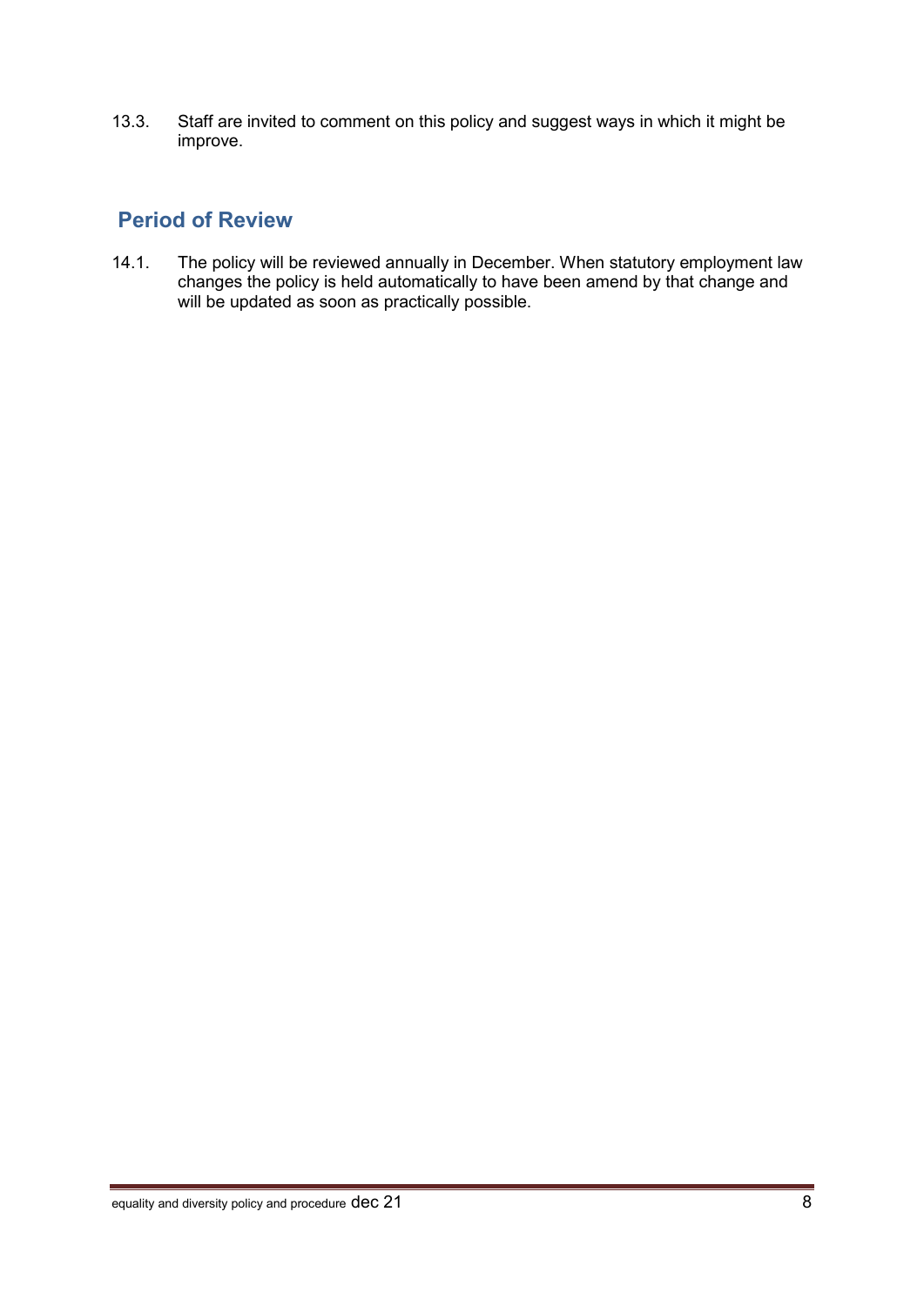13.3. Staff are invited to comment on this policy and suggest ways in which it might be improve.

## Period of Review

14.1. The policy will be reviewed annually in December. When statutory employment law changes the policy is held automatically to have been amend by that change and will be updated as soon as practically possible.